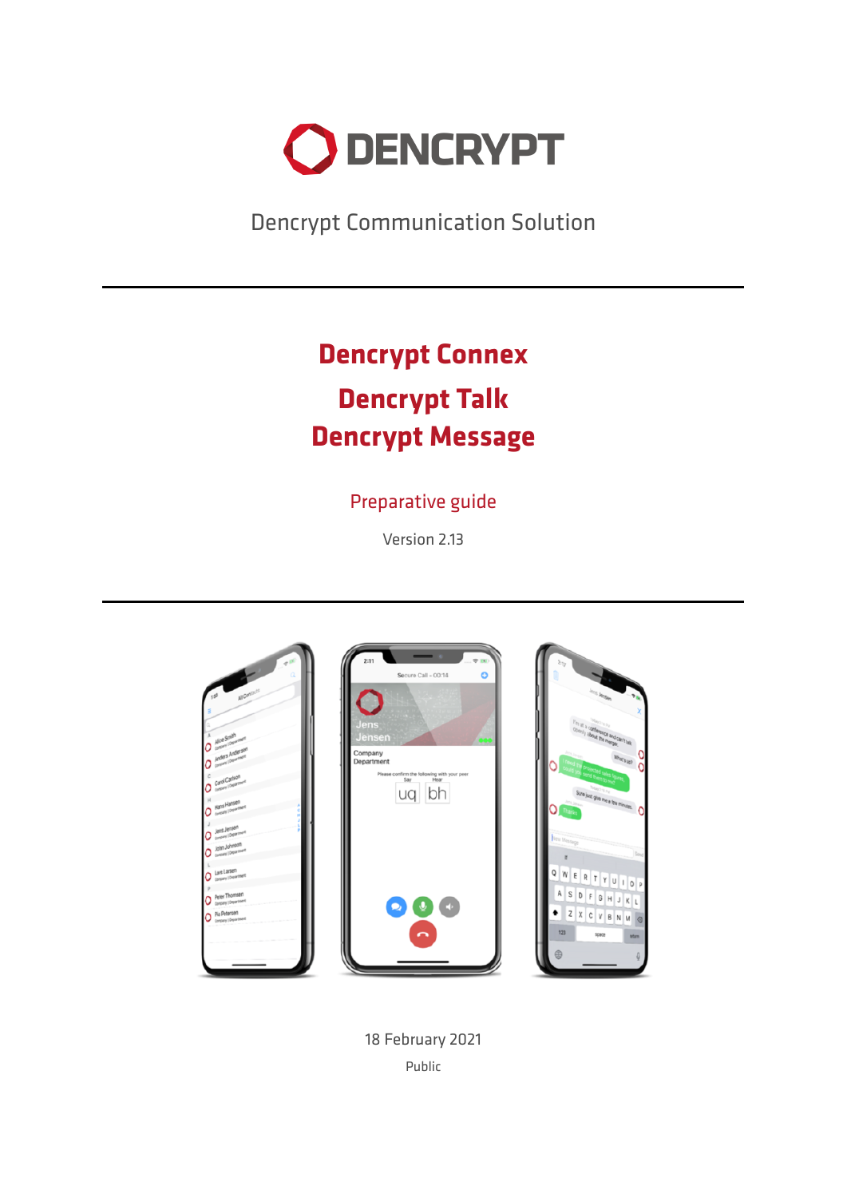DENCRYPT

Dencrypt Communication Solution

---

# Dencrypt Connex

# Dencrypt Talk

# Dencrypt Message

## Preparative guide

Version 2.13

---

18 February 2021

Public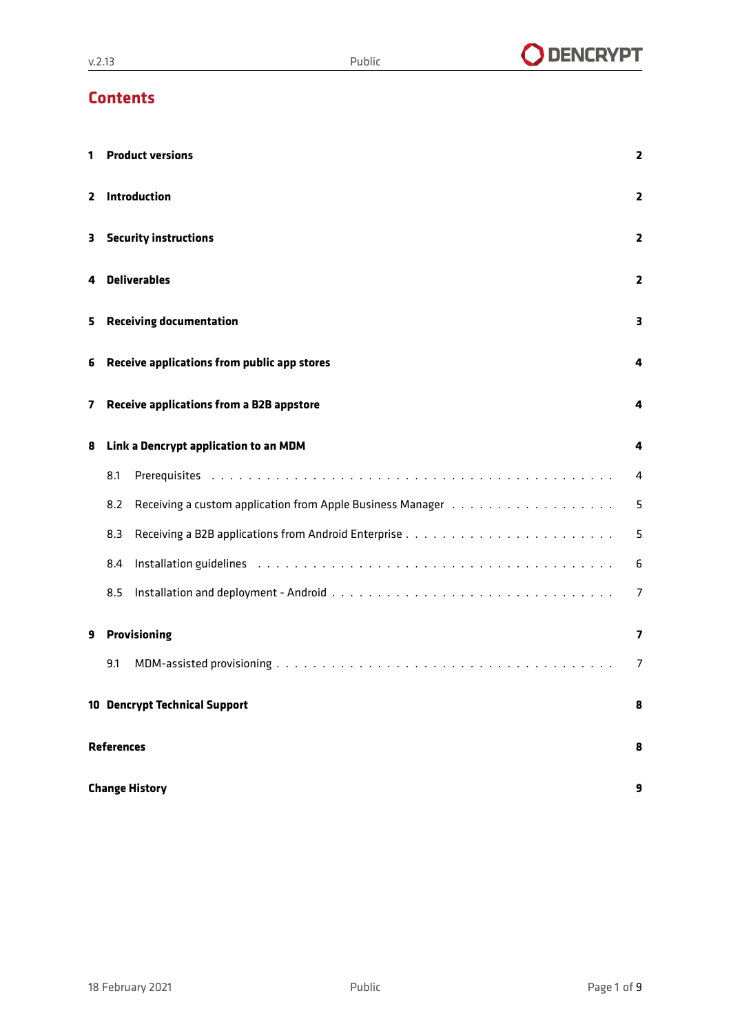# Contents

| | | |
|---|---|---|
| **1** | **Product versions** | **2** |
| **2** | **Introduction** | **2** |
| **3** | **Security instructions** | **2** |
| **4** | **Deliverables** | **2** |
| **5** | **Receiving documentation** | **3** |
| **6** | **Receive applications from public app stores** | **4** |
| **7** | **Receive applications from a B2B appstore** | **4** |
| **8** | **Link a Dencrypt application to an MDM** | **4** |
| 8.1 | Prerequisites | 4 |
| 8.2 | Receiving a custom application from Apple Business Manager | 5 |
| 8.3 | Receiving a B2B applications from Android Enterprise | 5 |
| 8.4 | Installation guidelines | 6 |
| 8.5 | Installation and deployment - Android | 7 |
| **9** | **Provisioning** | **7** |
| 9.1 | MDM-assisted provisioning | 7 |
| **10** | **Dencrypt Technical Support** | **8** |
| | **References** | **8** |
| | **Change History** | **9** |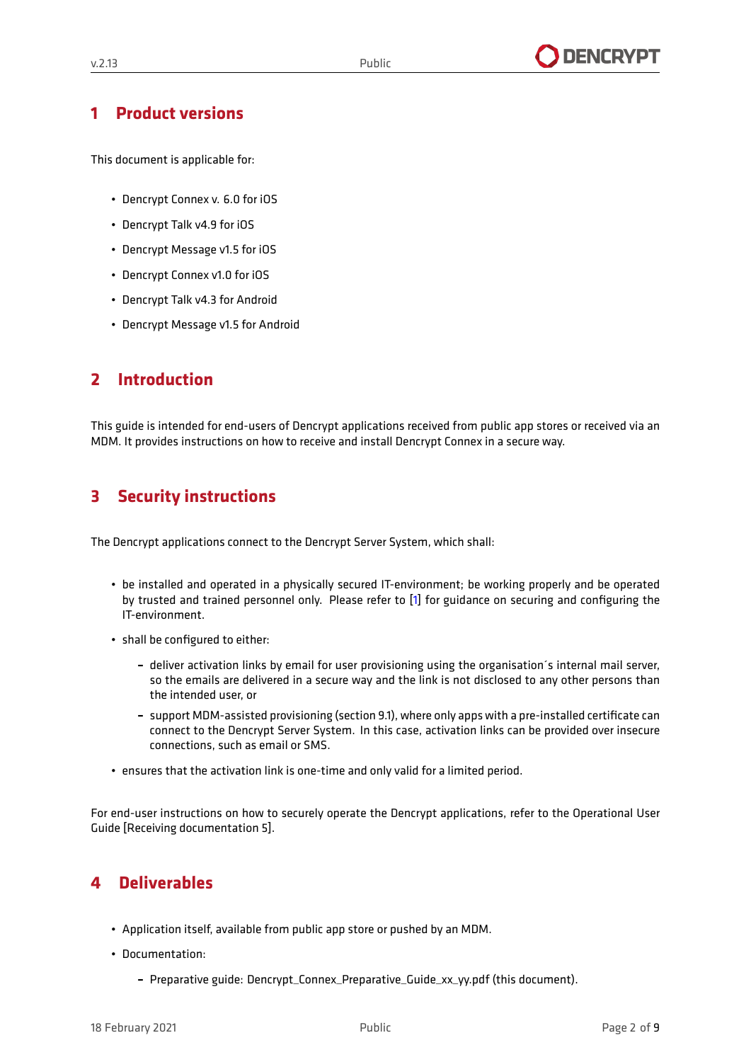# 1 Product versions

This document is applicable for:

- Dencrypt Connex v. 6.0 for iOS
- Dencrypt Talk v4.9 for iOS
- Dencrypt Message v1.5 for iOS
- Dencrypt Connex v1.0 for iOS
- Dencrypt Talk v4.3 for Android
- Dencrypt Message v1.5 for Android

# 2 Introduction

This guide is intended for end-users of Dencrypt applications received from public app stores or received via an MDM. It provides instructions on how to receive and install Dencrypt Connex in a secure way.

# 3 Security instructions

The Dencrypt applications connect to the Dencrypt Server System, which shall:

- be installed and operated in a physically secured IT-environment; be working properly and be operated by trusted and trained personnel only. Please refer to [1] for guidance on securing and configuring the IT-environment.
- shall be configured to either:
  - deliver activation links by email for user provisioning using the organisation´s internal mail server, so the emails are delivered in a secure way and the link is not disclosed to any other persons than the intended user, or
  - support MDM-assisted provisioning (section 9.1), where only apps with a pre-installed certificate can connect to the Dencrypt Server System. In this case, activation links can be provided over insecure connections, such as email or SMS.
- ensures that the activation link is one-time and only valid for a limited period.

For end-user instructions on how to securely operate the Dencrypt applications, refer to the Operational User Guide [Receiving documentation 5].

# 4 Deliverables

- Application itself, available from public app store or pushed by an MDM.
- Documentation:
  - Preparative guide: Dencrypt_Connex_Preparative_Guide_xx_yy.pdf (this document).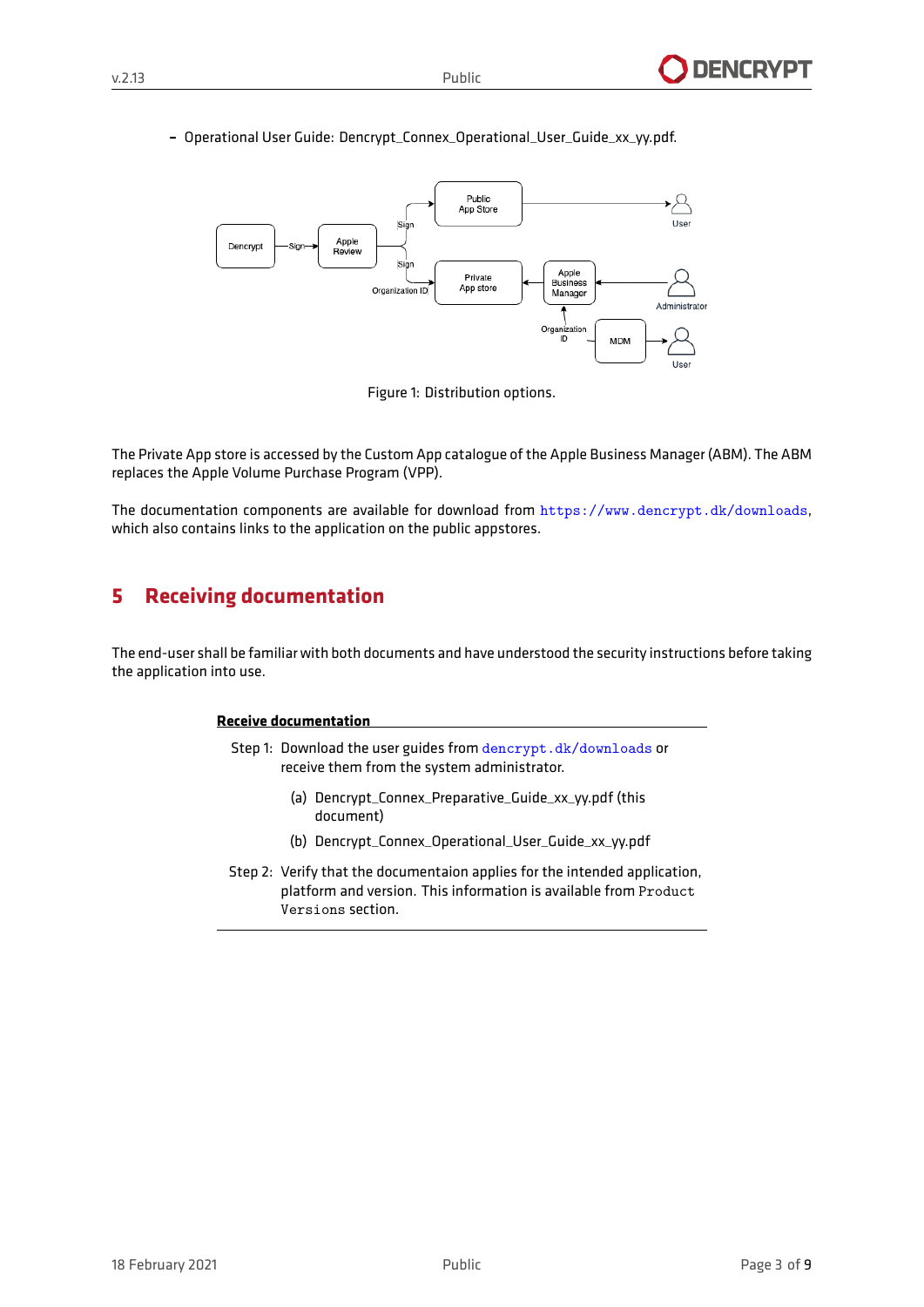- Operational User Guide: Dencrypt_Connex_Operational_User_Guide_xx_yy.pdf.

Figure 1: Distribution options.

The Private App store is accessed by the Custom App catalogue of the Apple Business Manager (ABM). The ABM replaces the Apple Volume Purchase Program (VPP).

The documentation components are available for download from https://www.dencrypt.dk/downloads, which also contains links to the application on the public appstores.

# 5 Receiving documentation

The end-user shall be familiar with both documents and have understood the security instructions before taking the application into use.

**Receive documentation**

Step 1: Download the user guides from dencrypt.dk/downloads or receive them from the system administrator.

(a) Dencrypt_Connex_Preparative_Guide_xx_yy.pdf (this document)

(b) Dencrypt_Connex_Operational_User_Guide_xx_yy.pdf

Step 2: Verify that the documentaion applies for the intended application, platform and version. This information is available from Product Versions section.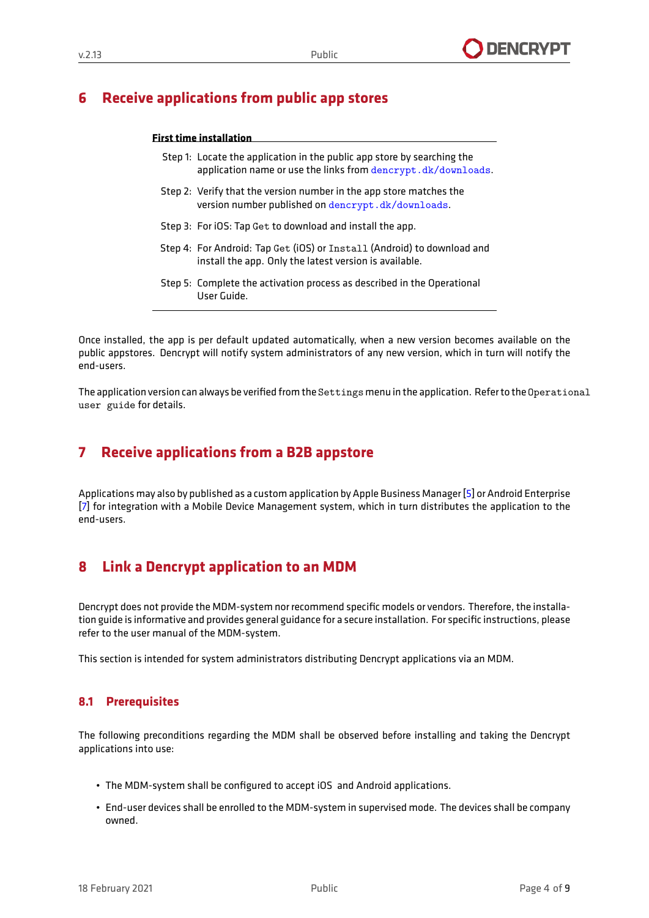# 6 Receive applications from public app stores

**First time installation**

Step 1: Locate the application in the public app store by searching the application name or use the links from dencrypt.dk/downloads.

Step 2: Verify that the version number in the app store matches the version number published on dencrypt.dk/downloads.

Step 3: For iOS: Tap `Get` to download and install the app.

Step 4: For Android: Tap `Get` (iOS) or `Install` (Android) to download and install the app. Only the latest version is available.

Step 5: Complete the activation process as described in the Operational User Guide.

Once installed, the app is per default updated automatically, when a new version becomes available on the public appstores. Dencrypt will notify system administrators of any new version, which in turn will notify the end-users.

The application version can always be verified from the `Settings` menu in the application. Refer to the `Operational user guide` for details.

# 7 Receive applications from a B2B appstore

Applications may also by published as a custom application by Apple Business Manager [5] or Android Enterprise [7] for integration with a Mobile Device Management system, which in turn distributes the application to the end-users.

# 8 Link a Dencrypt application to an MDM

Dencrypt does not provide the MDM-system nor recommend specific models or vendors. Therefore, the installation guide is informative and provides general guidance for a secure installation. For specific instructions, please refer to the user manual of the MDM-system.

This section is intended for system administrators distributing Dencrypt applications via an MDM.

## 8.1 Prerequisites

The following preconditions regarding the MDM shall be observed before installing and taking the Dencrypt applications into use:

- The MDM-system shall be configured to accept iOS and Android applications.
- End-user devices shall be enrolled to the MDM-system in supervised mode. The devices shall be company owned.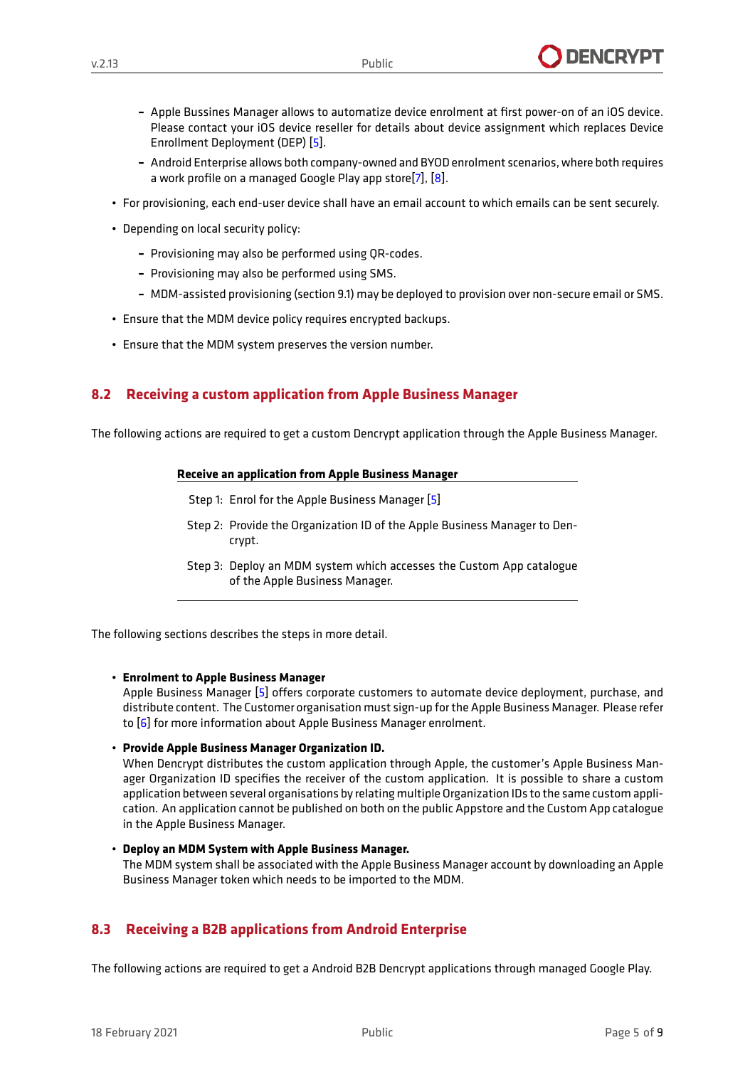- Apple Bussines Manager allows to automatize device enrolment at first power-on of an iOS device. Please contact your iOS device reseller for details about device assignment which replaces Device Enrollment Deployment (DEP) [5].
   - Android Enterprise allows both company-owned and BYOD enrolment scenarios, where both requires a work profile on a managed Google Play app store[7], [8].

- For provisioning, each end-user device shall have an email account to which emails can be sent securely.
- Depending on local security policy:
   - Provisioning may also be performed using QR-codes.
   - Provisioning may also be performed using SMS.
   - MDM-assisted provisioning (section 9.1) may be deployed to provision over non-secure email or SMS.
- Ensure that the MDM device policy requires encrypted backups.
- Ensure that the MDM system preserves the version number.

## 8.2 Receiving a custom application from Apple Business Manager

The following actions are required to get a custom Dencrypt application through the Apple Business Manager.

**Receive an application from Apple Business Manager**

Step 1: Enrol for the Apple Business Manager [5]

Step 2: Provide the Organization ID of the Apple Business Manager to Dencrypt.

Step 3: Deploy an MDM system which accesses the Custom App catalogue of the Apple Business Manager.

The following sections describes the steps in more detail.

- **Enrolment to Apple Business Manager**
  Apple Business Manager [5] offers corporate customers to automate device deployment, purchase, and distribute content. The Customer organisation must sign-up for the Apple Business Manager. Please refer to [6] for more information about Apple Business Manager enrolment.
- **Provide Apple Business Manager Organization ID.**
  When Dencrypt distributes the custom application through Apple, the customer's Apple Business Manager Organization ID specifies the receiver of the custom application. It is possible to share a custom application between several organisations by relating multiple Organization IDs to the same custom application. An application cannot be published on both on the public Appstore and the Custom App catalogue in the Apple Business Manager.
- **Deploy an MDM System with Apple Business Manager.**
  The MDM system shall be associated with the Apple Business Manager account by downloading an Apple Business Manager token which needs to be imported to the MDM.

## 8.3 Receiving a B2B applications from Android Enterprise

The following actions are required to get a Android B2B Dencrypt applications through managed Google Play.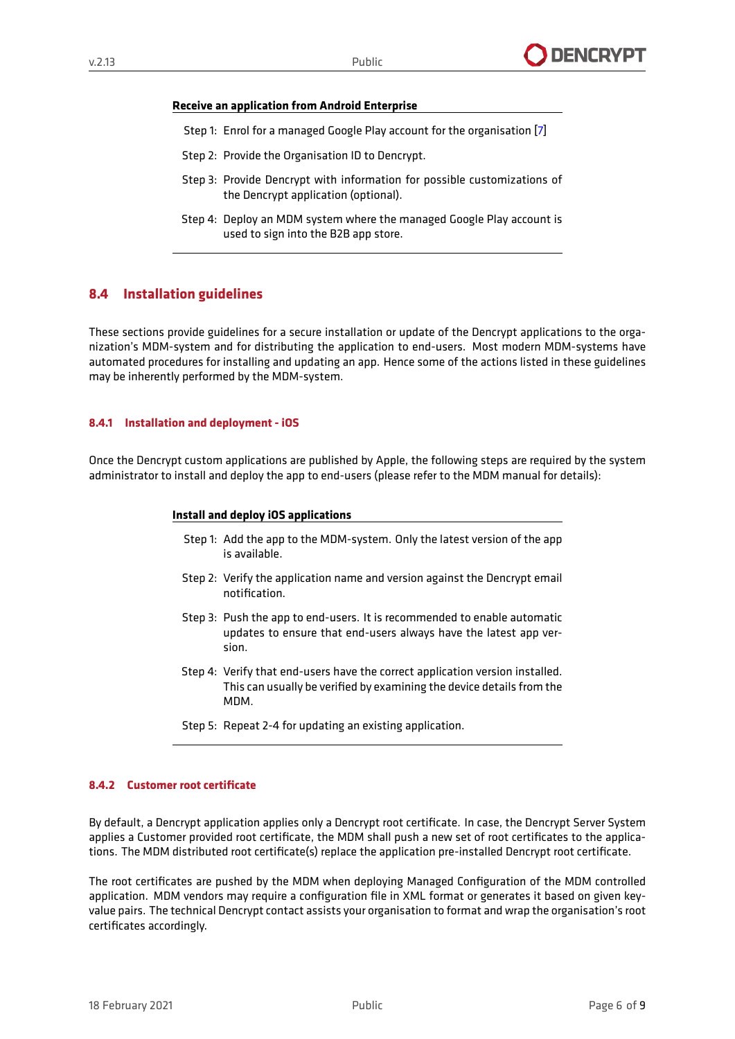**Receive an application from Android Enterprise**

Step 1: Enrol for a managed Google Play account for the organisation [7]

Step 2: Provide the Organisation ID to Dencrypt.

Step 3: Provide Dencrypt with information for possible customizations of the Dencrypt application (optional).

Step 4: Deploy an MDM system where the managed Google Play account is used to sign into the B2B app store.

## 8.4 Installation guidelines

These sections provide guidelines for a secure installation or update of the Dencrypt applications to the organization's MDM-system and for distributing the application to end-users. Most modern MDM-systems have automated procedures for installing and updating an app. Hence some of the actions listed in these guidelines may be inherently performed by the MDM-system.

### 8.4.1 Installation and deployment - iOS

Once the Dencrypt custom applications are published by Apple, the following steps are required by the system administrator to install and deploy the app to end-users (please refer to the MDM manual for details):

**Install and deploy iOS applications**

Step 1: Add the app to the MDM-system. Only the latest version of the app is available.

Step 2: Verify the application name and version against the Dencrypt email notification.

Step 3: Push the app to end-users. It is recommended to enable automatic updates to ensure that end-users always have the latest app version.

Step 4: Verify that end-users have the correct application version installed. This can usually be verified by examining the device details from the MDM.

Step 5: Repeat 2-4 for updating an existing application.

### 8.4.2 Customer root certificate

By default, a Dencrypt application applies only a Dencrypt root certificate. In case, the Dencrypt Server System applies a Customer provided root certificate, the MDM shall push a new set of root certificates to the applications. The MDM distributed root certificate(s) replace the application pre-installed Dencrypt root certificate.

The root certificates are pushed by the MDM when deploying Managed Configuration of the MDM controlled application. MDM vendors may require a configuration file in XML format or generates it based on given key-value pairs. The technical Dencrypt contact assists your organisation to format and wrap the organisation's root certificates accordingly.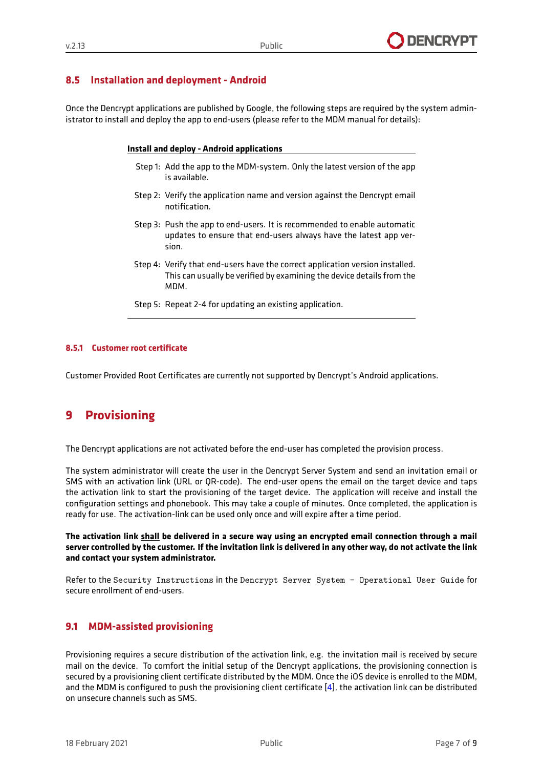## 8.5 Installation and deployment - Android

Once the Dencrypt applications are published by Google, the following steps are required by the system administrator to install and deploy the app to end-users (please refer to the MDM manual for details):

**Install and deploy - Android applications**

Step 1: Add the app to the MDM-system. Only the latest version of the app is available.

Step 2: Verify the application name and version against the Dencrypt email notification.

Step 3: Push the app to end-users. It is recommended to enable automatic updates to ensure that end-users always have the latest app version.

Step 4: Verify that end-users have the correct application version installed. This can usually be verified by examining the device details from the MDM.

Step 5: Repeat 2-4 for updating an existing application.

### 8.5.1 Customer root certificate

Customer Provided Root Certificates are currently not supported by Dencrypt's Android applications.

# 9 Provisioning

The Dencrypt applications are not activated before the end-user has completed the provision process.

The system administrator will create the user in the Dencrypt Server System and send an invitation email or SMS with an activation link (URL or QR-code). The end-user opens the email on the target device and taps the activation link to start the provisioning of the target device. The application will receive and install the configuration settings and phonebook. This may take a couple of minutes. Once completed, the application is ready for use. The activation-link can be used only once and will expire after a time period.

**The activation link <u>shall</u> be delivered in a secure way using an encrypted email connection through a mail server controlled by the customer. If the invitation link is delivered in any other way, do not activate the link and contact your system administrator.**

Refer to the `Security Instructions` in the `Dencrypt Server System - Operational User Guide` for secure enrollment of end-users.

## 9.1 MDM-assisted provisioning

Provisioning requires a secure distribution of the activation link, e.g. the invitation mail is received by secure mail on the device. To comfort the initial setup of the Dencrypt applications, the provisioning connection is secured by a provisioning client certificate distributed by the MDM. Once the iOS device is enrolled to the MDM, and the MDM is configured to push the provisioning client certificate [4], the activation link can be distributed on unsecure channels such as SMS.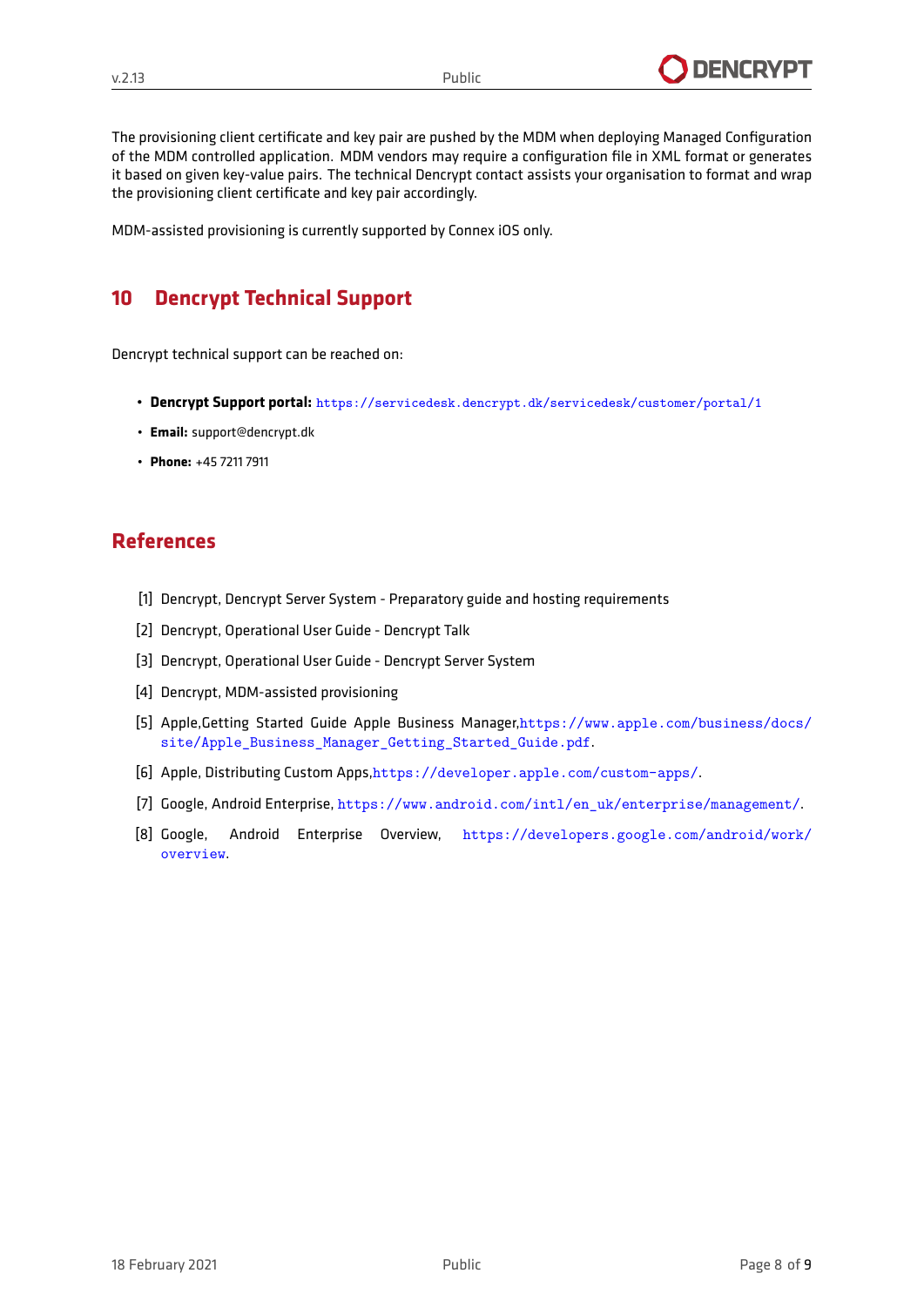The provisioning client certificate and key pair are pushed by the MDM when deploying Managed Configuration of the MDM controlled application. MDM vendors may require a configuration file in XML format or generates it based on given key-value pairs. The technical Dencrypt contact assists your organisation to format and wrap the provisioning client certificate and key pair accordingly.

MDM-assisted provisioning is currently supported by Connex iOS only.

# 10 Dencrypt Technical Support

Dencrypt technical support can be reached on:

- **Dencrypt Support portal:** https://servicedesk.dencrypt.dk/servicedesk/customer/portal/1
- **Email:** support@dencrypt.dk
- **Phone:** +45 7211 7911

# References

[1] Dencrypt, Dencrypt Server System - Preparatory guide and hosting requirements

[2] Dencrypt, Operational User Guide - Dencrypt Talk

[3] Dencrypt, Operational User Guide - Dencrypt Server System

[4] Dencrypt, MDM-assisted provisioning

[5] Apple,Getting Started Guide Apple Business Manager,https://www.apple.com/business/docs/site/Apple_Business_Manager_Getting_Started_Guide.pdf.

[6] Apple, Distributing Custom Apps,https://developer.apple.com/custom-apps/.

[7] Google, Android Enterprise, https://www.android.com/intl/en_uk/enterprise/management/.

[8] Google, Android Enterprise Overview, https://developers.google.com/android/work/overview.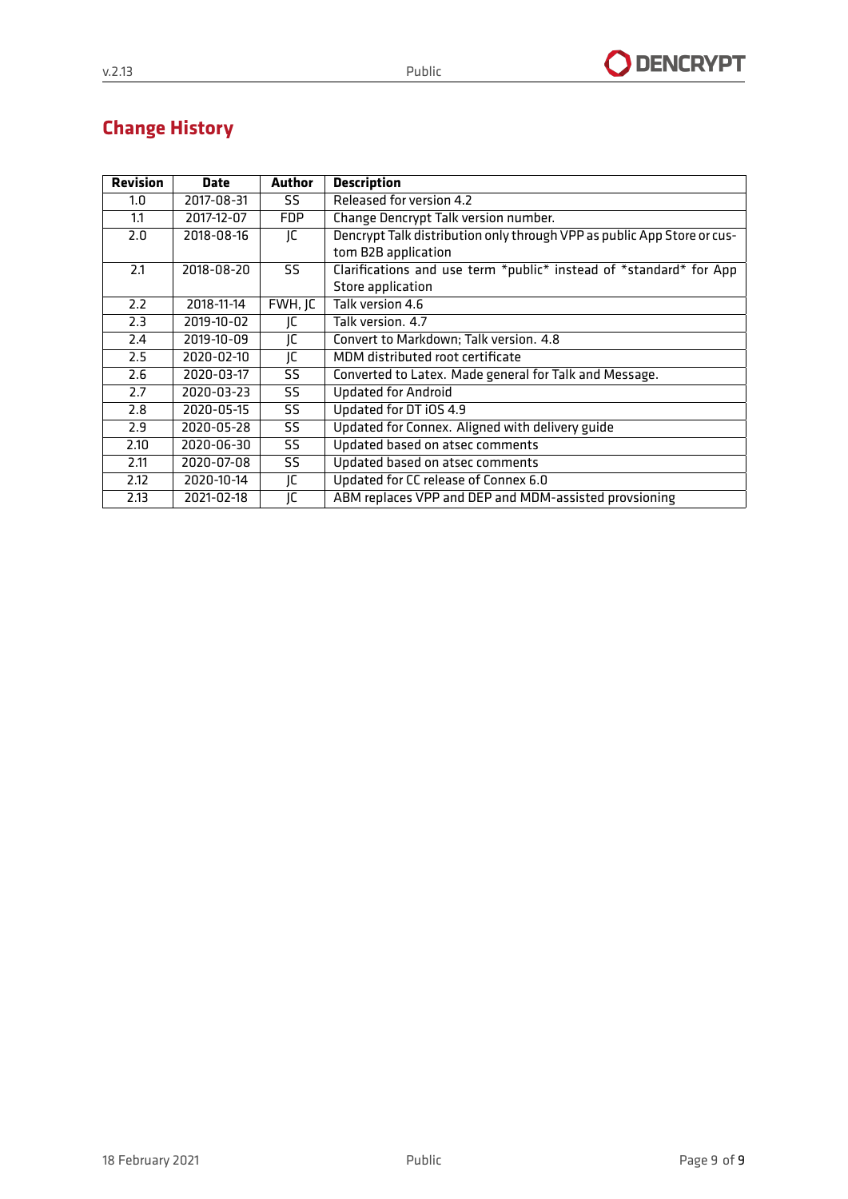# Change History

| Revision | Date | Author | Description |
|---|---|---|---|
| 1.0 | 2017-08-31 | SS | Released for version 4.2 |
| 1.1 | 2017-12-07 | FDP | Change Dencrypt Talk version number. |
| 2.0 | 2018-08-16 | JC | Dencrypt Talk distribution only through VPP as public App Store or custom B2B application |
| 2.1 | 2018-08-20 | SS | Clarifications and use term *public* instead of *standard* for App Store application |
| 2.2 | 2018-11-14 | FWH, JC | Talk version 4.6 |
| 2.3 | 2019-10-02 | JC | Talk version. 4.7 |
| 2.4 | 2019-10-09 | JC | Convert to Markdown; Talk version. 4.8 |
| 2.5 | 2020-02-10 | JC | MDM distributed root certificate |
| 2.6 | 2020-03-17 | SS | Converted to Latex. Made general for Talk and Message. |
| 2.7 | 2020-03-23 | SS | Updated for Android |
| 2.8 | 2020-05-15 | SS | Updated for DT iOS 4.9 |
| 2.9 | 2020-05-28 | SS | Updated for Connex. Aligned with delivery guide |
| 2.10 | 2020-06-30 | SS | Updated based on atsec comments |
| 2.11 | 2020-07-08 | SS | Updated based on atsec comments |
| 2.12 | 2020-10-14 | JC | Updated for CC release of Connex 6.0 |
| 2.13 | 2021-02-18 | JC | ABM replaces VPP and DEP and MDM-assisted provsioning |